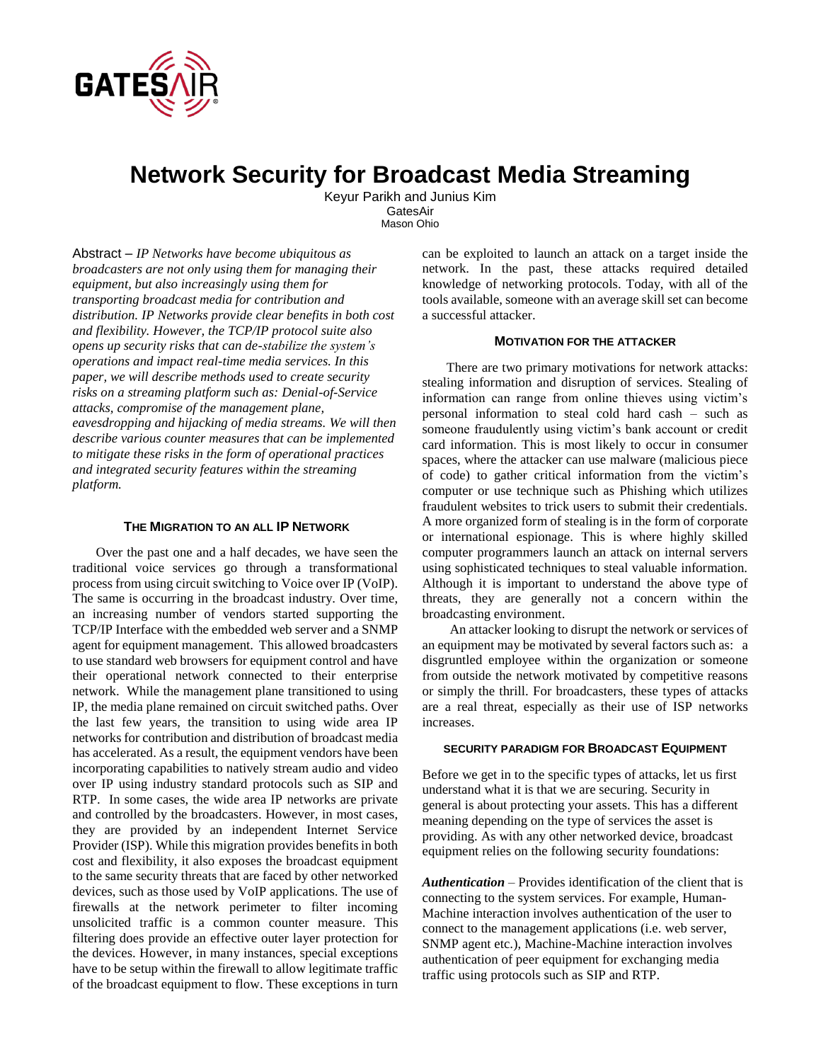# Network Security for Broadcast Media Streaming

Keyur Parikh and Junius Kim
GatesAir
Mason Ohio

Abstract – *IP Networks have become ubiquitous as broadcasters are not only using them for managing their equipment, but also increasingly using them for transporting broadcast media for contribution and distribution. IP Networks provide clear benefits in both cost and flexibility. However, the TCP/IP protocol suite also opens up security risks that can de-stabilize the system's operations and impact real-time media services. In this paper, we will describe methods used to create security risks on a streaming platform such as: Denial-of-Service attacks, compromise of the management plane, eavesdropping and hijacking of media streams. We will then describe various counter measures that can be implemented to mitigate these risks in the form of operational practices and integrated security features within the streaming platform.*

## The Migration to an all IP Network

Over the past one and a half decades, we have seen the traditional voice services go through a transformational process from using circuit switching to Voice over IP (VoIP). The same is occurring in the broadcast industry. Over time, an increasing number of vendors started supporting the TCP/IP Interface with the embedded web server and a SNMP agent for equipment management. This allowed broadcasters to use standard web browsers for equipment control and have their operational network connected to their enterprise network. While the management plane transitioned to using IP, the media plane remained on circuit switched paths. Over the last few years, the transition to using wide area IP networks for contribution and distribution of broadcast media has accelerated. As a result, the equipment vendors have been incorporating capabilities to natively stream audio and video over IP using industry standard protocols such as SIP and RTP. In some cases, the wide area IP networks are private and controlled by the broadcasters. However, in most cases, they are provided by an independent Internet Service Provider (ISP). While this migration provides benefits in both cost and flexibility, it also exposes the broadcast equipment to the same security threats that are faced by other networked devices, such as those used by VoIP applications. The use of firewalls at the network perimeter to filter incoming unsolicited traffic is a common counter measure. This filtering does provide an effective outer layer protection for the devices. However, in many instances, special exceptions have to be setup within the firewall to allow legitimate traffic of the broadcast equipment to flow. These exceptions in turn can be exploited to launch an attack on a target inside the network. In the past, these attacks required detailed knowledge of networking protocols. Today, with all of the tools available, someone with an average skill set can become a successful attacker.

## Motivation for the Attacker

There are two primary motivations for network attacks: stealing information and disruption of services. Stealing of information can range from online thieves using victim's personal information to steal cold hard cash – such as someone fraudulently using victim's bank account or credit card information. This is most likely to occur in consumer spaces, where the attacker can use malware (malicious piece of code) to gather critical information from the victim's computer or use technique such as Phishing which utilizes fraudulent websites to trick users to submit their credentials. A more organized form of stealing is in the form of corporate or international espionage. This is where highly skilled computer programmers launch an attack on internal servers using sophisticated techniques to steal valuable information. Although it is important to understand the above type of threats, they are generally not a concern within the broadcasting environment.

An attacker looking to disrupt the network or services of an equipment may be motivated by several factors such as: a disgruntled employee within the organization or someone from outside the network motivated by competitive reasons or simply the thrill. For broadcasters, these types of attacks are a real threat, especially as their use of ISP networks increases.

## Security Paradigm for Broadcast Equipment

Before we get in to the specific types of attacks, let us first understand what it is that we are securing. Security in general is about protecting your assets. This has a different meaning depending on the type of services the asset is providing. As with any other networked device, broadcast equipment relies on the following security foundations:

***Authentication*** – Provides identification of the client that is connecting to the system services. For example, Human-Machine interaction involves authentication of the user to connect to the management applications (i.e. web server, SNMP agent etc.), Machine-Machine interaction involves authentication of peer equipment for exchanging media traffic using protocols such as SIP and RTP.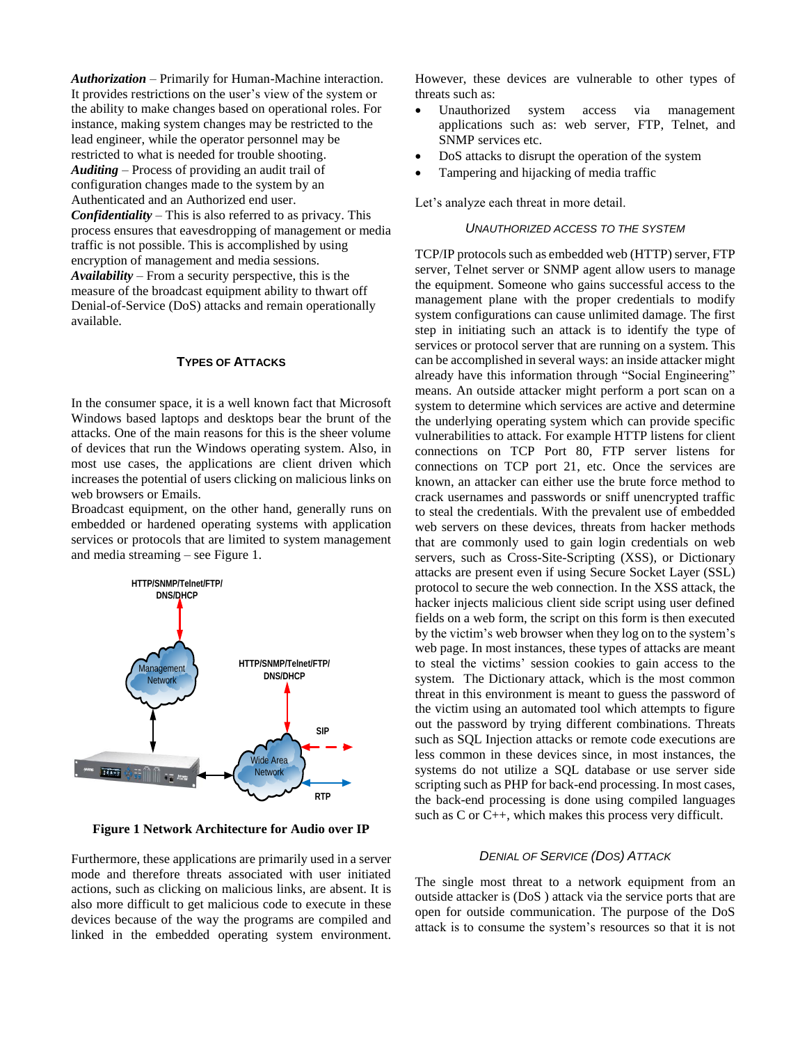***Authorization*** – Primarily for Human-Machine interaction. It provides restrictions on the user's view of the system or the ability to make changes based on operational roles. For instance, making system changes may be restricted to the lead engineer, while the operator personnel may be restricted to what is needed for trouble shooting.

***Auditing*** – Process of providing an audit trail of configuration changes made to the system by an Authenticated and an Authorized end user.

***Confidentiality*** – This is also referred to as privacy. This process ensures that eavesdropping of management or media traffic is not possible. This is accomplished by using encryption of management and media sessions.

***Availability*** – From a security perspective, this is the measure of the broadcast equipment ability to thwart off Denial-of-Service (DoS) attacks and remain operationally available.

## TYPES OF ATTACKS

In the consumer space, it is a well known fact that Microsoft Windows based laptops and desktops bear the brunt of the attacks. One of the main reasons for this is the sheer volume of devices that run the Windows operating system. Also, in most use cases, the applications are client driven which increases the potential of users clicking on malicious links on web browsers or Emails.

Broadcast equipment, on the other hand, generally runs on embedded or hardened operating systems with application services or protocols that are limited to system management and media streaming – see Figure 1.

**Figure 1 Network Architecture for Audio over IP**

Furthermore, these applications are primarily used in a server mode and therefore threats associated with user initiated actions, such as clicking on malicious links, are absent. It is also more difficult to get malicious code to execute in these devices because of the way the programs are compiled and linked in the embedded operating system environment. However, these devices are vulnerable to other types of threats such as:

- Unauthorized system access via management applications such as: web server, FTP, Telnet, and SNMP services etc.
- DoS attacks to disrupt the operation of the system
- Tampering and hijacking of media traffic

Let's analyze each threat in more detail.

### *UNAUTHORIZED ACCESS TO THE SYSTEM*

TCP/IP protocols such as embedded web (HTTP) server, FTP server, Telnet server or SNMP agent allow users to manage the equipment. Someone who gains successful access to the management plane with the proper credentials to modify system configurations can cause unlimited damage. The first step in initiating such an attack is to identify the type of services or protocol server that are running on a system. This can be accomplished in several ways: an inside attacker might already have this information through "Social Engineering" means. An outside attacker might perform a port scan on a system to determine which services are active and determine the underlying operating system which can provide specific vulnerabilities to attack. For example HTTP listens for client connections on TCP Port 80, FTP server listens for connections on TCP port 21, etc. Once the services are known, an attacker can either use the brute force method to crack usernames and passwords or sniff unencrypted traffic to steal the credentials. With the prevalent use of embedded web servers on these devices, threats from hacker methods that are commonly used to gain login credentials on web servers, such as Cross-Site-Scripting (XSS), or Dictionary attacks are present even if using Secure Socket Layer (SSL) protocol to secure the web connection. In the XSS attack, the hacker injects malicious client side script using user defined fields on a web form, the script on this form is then executed by the victim's web browser when they log on to the system's web page. In most instances, these types of attacks are meant to steal the victims' session cookies to gain access to the system. The Dictionary attack, which is the most common threat in this environment is meant to guess the password of the victim using an automated tool which attempts to figure out the password by trying different combinations. Threats such as SQL Injection attacks or remote code executions are less common in these devices since, in most instances, the systems do not utilize a SQL database or use server side scripting such as PHP for back-end processing. In most cases, the back-end processing is done using compiled languages such as C or C++, which makes this process very difficult.

### *DENIAL OF SERVICE (DOS) ATTACK*

The single most threat to a network equipment from an outside attacker is (DoS ) attack via the service ports that are open for outside communication. The purpose of the DoS attack is to consume the system's resources so that it is not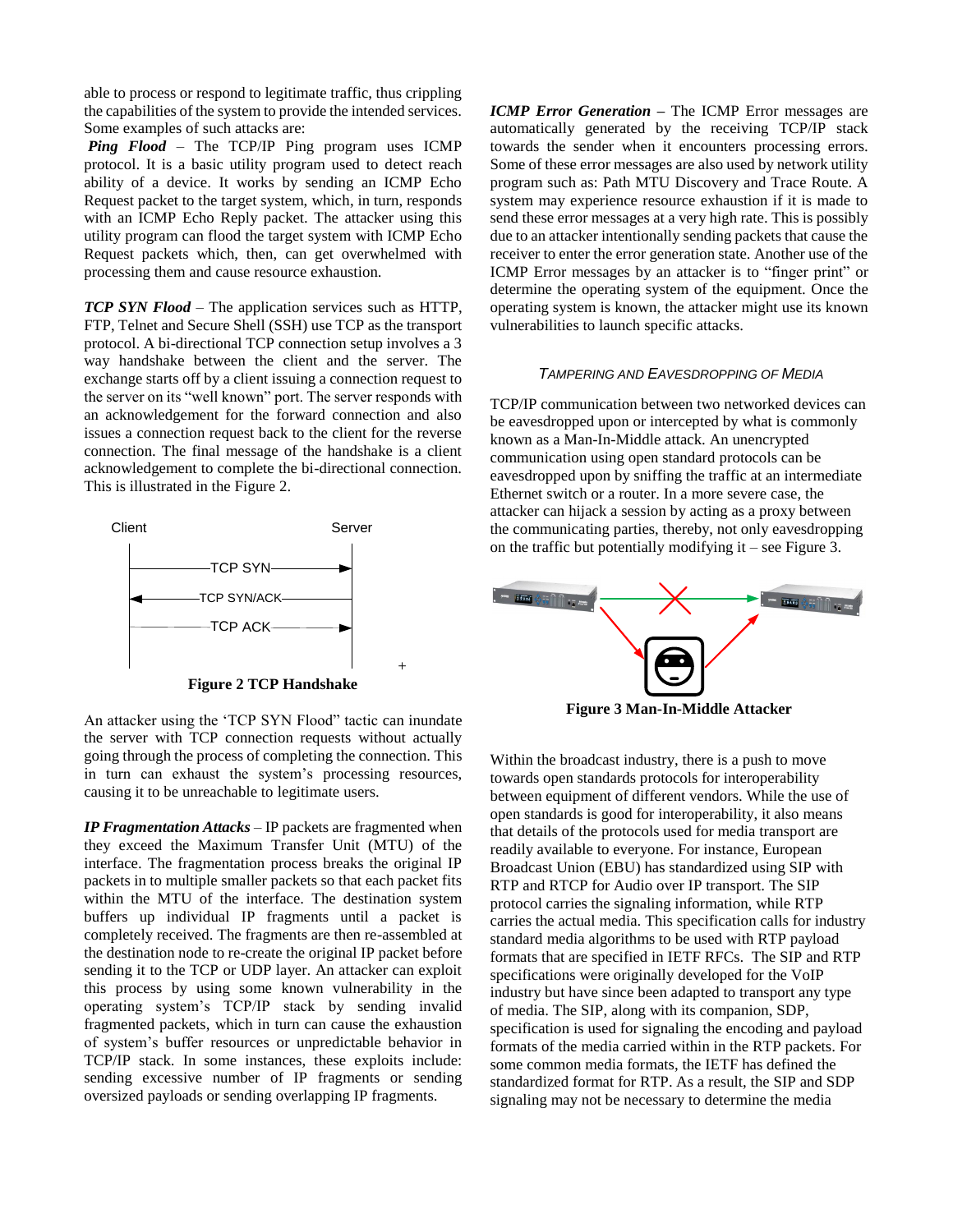able to process or respond to legitimate traffic, thus crippling the capabilities of the system to provide the intended services. Some examples of such attacks are:

***Ping Flood*** – The TCP/IP Ping program uses ICMP protocol. It is a basic utility program used to detect reach ability of a device. It works by sending an ICMP Echo Request packet to the target system, which, in turn, responds with an ICMP Echo Reply packet. The attacker using this utility program can flood the target system with ICMP Echo Request packets which, then, can get overwhelmed with processing them and cause resource exhaustion.

***TCP SYN Flood*** – The application services such as HTTP, FTP, Telnet and Secure Shell (SSH) use TCP as the transport protocol. A bi-directional TCP connection setup involves a 3 way handshake between the client and the server. The exchange starts off by a client issuing a connection request to the server on its "well known" port. The server responds with an acknowledgement for the forward connection and also issues a connection request back to the client for the reverse connection. The final message of the handshake is a client acknowledgement to complete the bi-directional connection. This is illustrated in the Figure 2.

**Figure 2 TCP Handshake**

An attacker using the 'TCP SYN Flood" tactic can inundate the server with TCP connection requests without actually going through the process of completing the connection. This in turn can exhaust the system's processing resources, causing it to be unreachable to legitimate users.

***IP Fragmentation Attacks*** – IP packets are fragmented when they exceed the Maximum Transfer Unit (MTU) of the interface. The fragmentation process breaks the original IP packets in to multiple smaller packets so that each packet fits within the MTU of the interface. The destination system buffers up individual IP fragments until a packet is completely received. The fragments are then re-assembled at the destination node to re-create the original IP packet before sending it to the TCP or UDP layer. An attacker can exploit this process by using some known vulnerability in the operating system's TCP/IP stack by sending invalid fragmented packets, which in turn can cause the exhaustion of system's buffer resources or unpredictable behavior in TCP/IP stack. In some instances, these exploits include: sending excessive number of IP fragments or sending oversized payloads or sending overlapping IP fragments.

***ICMP Error Generation*** – The ICMP Error messages are automatically generated by the receiving TCP/IP stack towards the sender when it encounters processing errors. Some of these error messages are also used by network utility program such as: Path MTU Discovery and Trace Route. A system may experience resource exhaustion if it is made to send these error messages at a very high rate. This is possibly due to an attacker intentionally sending packets that cause the receiver to enter the error generation state. Another use of the ICMP Error messages by an attacker is to "finger print" or determine the operating system of the equipment. Once the operating system is known, the attacker might use its known vulnerabilities to launch specific attacks.

### *Tampering and Eavesdropping of Media*

TCP/IP communication between two networked devices can be eavesdropped upon or intercepted by what is commonly known as a Man-In-Middle attack. An unencrypted communication using open standard protocols can be eavesdropped upon by sniffing the traffic at an intermediate Ethernet switch or a router. In a more severe case, the attacker can hijack a session by acting as a proxy between the communicating parties, thereby, not only eavesdropping on the traffic but potentially modifying it – see Figure 3.

**Figure 3 Man-In-Middle Attacker**

Within the broadcast industry, there is a push to move towards open standards protocols for interoperability between equipment of different vendors. While the use of open standards is good for interoperability, it also means that details of the protocols used for media transport are readily available to everyone. For instance, European Broadcast Union (EBU) has standardized using SIP with RTP and RTCP for Audio over IP transport. The SIP protocol carries the signaling information, while RTP carries the actual media. This specification calls for industry standard media algorithms to be used with RTP payload formats that are specified in IETF RFCs. The SIP and RTP specifications were originally developed for the VoIP industry but have since been adapted to transport any type of media. The SIP, along with its companion, SDP, specification is used for signaling the encoding and payload formats of the media carried within in the RTP packets. For some common media formats, the IETF has defined the standardized format for RTP. As a result, the SIP and SDP signaling may not be necessary to determine the media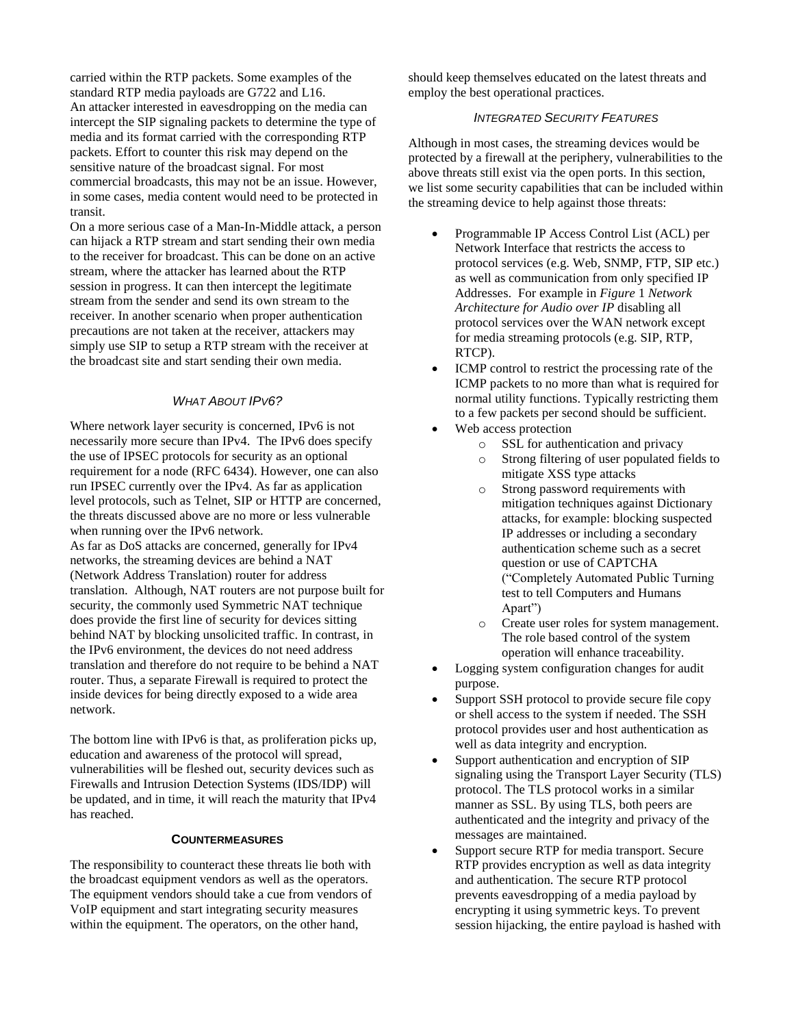carried within the RTP packets. Some examples of the standard RTP media payloads are G722 and L16.

An attacker interested in eavesdropping on the media can intercept the SIP signaling packets to determine the type of media and its format carried with the corresponding RTP packets. Effort to counter this risk may depend on the sensitive nature of the broadcast signal. For most commercial broadcasts, this may not be an issue. However, in some cases, media content would need to be protected in transit.

On a more serious case of a Man-In-Middle attack, a person can hijack a RTP stream and start sending their own media to the receiver for broadcast. This can be done on an active stream, where the attacker has learned about the RTP session in progress. It can then intercept the legitimate stream from the sender and send its own stream to the receiver. In another scenario when proper authentication precautions are not taken at the receiver, attackers may simply use SIP to setup a RTP stream with the receiver at the broadcast site and start sending their own media.

### *WHAT ABOUT IPV6?*

Where network layer security is concerned, IPv6 is not necessarily more secure than IPv4. The IPv6 does specify the use of IPSEC protocols for security as an optional requirement for a node (RFC 6434). However, one can also run IPSEC currently over the IPv4. As far as application level protocols, such as Telnet, SIP or HTTP are concerned, the threats discussed above are no more or less vulnerable when running over the IPv6 network.

As far as DoS attacks are concerned, generally for IPv4 networks, the streaming devices are behind a NAT (Network Address Translation) router for address translation. Although, NAT routers are not purpose built for security, the commonly used Symmetric NAT technique does provide the first line of security for devices sitting behind NAT by blocking unsolicited traffic. In contrast, in the IPv6 environment, the devices do not need address translation and therefore do not require to be behind a NAT router. Thus, a separate Firewall is required to protect the inside devices for being directly exposed to a wide area network.

The bottom line with IPv6 is that, as proliferation picks up, education and awareness of the protocol will spread, vulnerabilities will be fleshed out, security devices such as Firewalls and Intrusion Detection Systems (IDS/IDP) will be updated, and in time, it will reach the maturity that IPv4 has reached.

## **COUNTERMEASURES**

The responsibility to counteract these threats lie both with the broadcast equipment vendors as well as the operators. The equipment vendors should take a cue from vendors of VoIP equipment and start integrating security measures within the equipment. The operators, on the other hand, should keep themselves educated on the latest threats and employ the best operational practices.

### *INTEGRATED SECURITY FEATURES*

Although in most cases, the streaming devices would be protected by a firewall at the periphery, vulnerabilities to the above threats still exist via the open ports. In this section, we list some security capabilities that can be included within the streaming device to help against those threats:

- Programmable IP Access Control List (ACL) per Network Interface that restricts the access to protocol services (e.g. Web, SNMP, FTP, SIP etc.) as well as communication from only specified IP Addresses. For example in *Figure* 1 *Network Architecture for Audio over IP* disabling all protocol services over the WAN network except for media streaming protocols (e.g. SIP, RTP, RTCP).
- ICMP control to restrict the processing rate of the ICMP packets to no more than what is required for normal utility functions. Typically restricting them to a few packets per second should be sufficient.
- Web access protection
  - SSL for authentication and privacy
  - Strong filtering of user populated fields to mitigate XSS type attacks
  - Strong password requirements with mitigation techniques against Dictionary attacks, for example: blocking suspected IP addresses or including a secondary authentication scheme such as a secret question or use of CAPTCHA ("Completely Automated Public Turning test to tell Computers and Humans Apart")
  - Create user roles for system management. The role based control of the system operation will enhance traceability.
- Logging system configuration changes for audit purpose.
- Support SSH protocol to provide secure file copy or shell access to the system if needed. The SSH protocol provides user and host authentication as well as data integrity and encryption.
- Support authentication and encryption of SIP signaling using the Transport Layer Security (TLS) protocol. The TLS protocol works in a similar manner as SSL. By using TLS, both peers are authenticated and the integrity and privacy of the messages are maintained.
- Support secure RTP for media transport. Secure RTP provides encryption as well as data integrity and authentication. The secure RTP protocol prevents eavesdropping of a media payload by encrypting it using symmetric keys. To prevent session hijacking, the entire payload is hashed with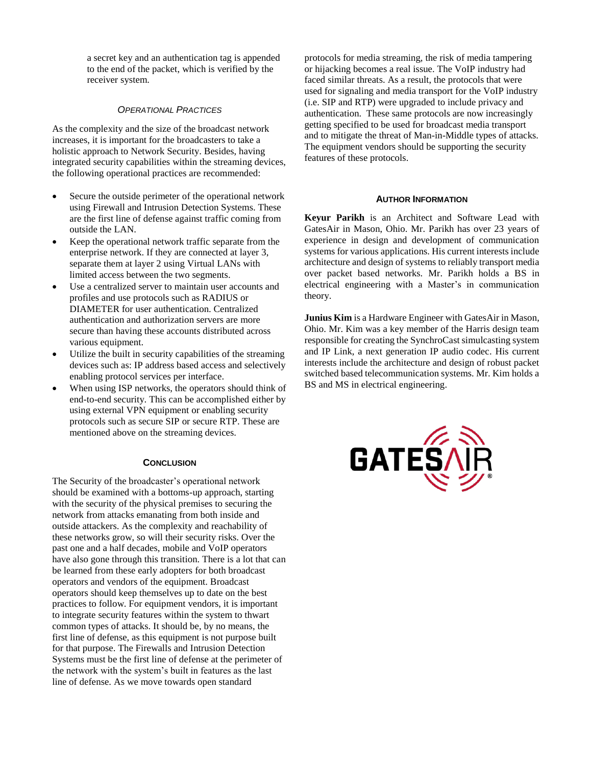a secret key and an authentication tag is appended to the end of the packet, which is verified by the receiver system.

### *Operational Practices*

As the complexity and the size of the broadcast network increases, it is important for the broadcasters to take a holistic approach to Network Security. Besides, having integrated security capabilities within the streaming devices, the following operational practices are recommended:

- Secure the outside perimeter of the operational network using Firewall and Intrusion Detection Systems. These are the first line of defense against traffic coming from outside the LAN.
- Keep the operational network traffic separate from the enterprise network. If they are connected at layer 3, separate them at layer 2 using Virtual LANs with limited access between the two segments.
- Use a centralized server to maintain user accounts and profiles and use protocols such as RADIUS or DIAMETER for user authentication. Centralized authentication and authorization servers are more secure than having these accounts distributed across various equipment.
- Utilize the built in security capabilities of the streaming devices such as: IP address based access and selectively enabling protocol services per interface.
- When using ISP networks, the operators should think of end-to-end security. This can be accomplished either by using external VPN equipment or enabling security protocols such as secure SIP or secure RTP. These are mentioned above on the streaming devices.

## Conclusion

The Security of the broadcaster's operational network should be examined with a bottoms-up approach, starting with the security of the physical premises to securing the network from attacks emanating from both inside and outside attackers. As the complexity and reachability of these networks grow, so will their security risks. Over the past one and a half decades, mobile and VoIP operators have also gone through this transition. There is a lot that can be learned from these early adopters for both broadcast operators and vendors of the equipment. Broadcast operators should keep themselves up to date on the best practices to follow. For equipment vendors, it is important to integrate security features within the system to thwart common types of attacks. It should be, by no means, the first line of defense, as this equipment is not purpose built for that purpose. The Firewalls and Intrusion Detection Systems must be the first line of defense at the perimeter of the network with the system's built in features as the last line of defense. As we move towards open standard protocols for media streaming, the risk of media tampering or hijacking becomes a real issue. The VoIP industry had faced similar threats. As a result, the protocols that were used for signaling and media transport for the VoIP industry (i.e. SIP and RTP) were upgraded to include privacy and authentication. These same protocols are now increasingly getting specified to be used for broadcast media transport and to mitigate the threat of Man-in-Middle types of attacks. The equipment vendors should be supporting the security features of these protocols.

## Author Information

**Keyur Parikh** is an Architect and Software Lead with GatesAir in Mason, Ohio. Mr. Parikh has over 23 years of experience in design and development of communication systems for various applications. His current interests include architecture and design of systems to reliably transport media over packet based networks. Mr. Parikh holds a BS in electrical engineering with a Master's in communication theory.

**Junius Kim** is a Hardware Engineer with GatesAir in Mason, Ohio. Mr. Kim was a key member of the Harris design team responsible for creating the SynchroCast simulcasting system and IP Link, a next generation IP audio codec. His current interests include the architecture and design of robust packet switched based telecommunication systems. Mr. Kim holds a BS and MS in electrical engineering.

GATESAIR®